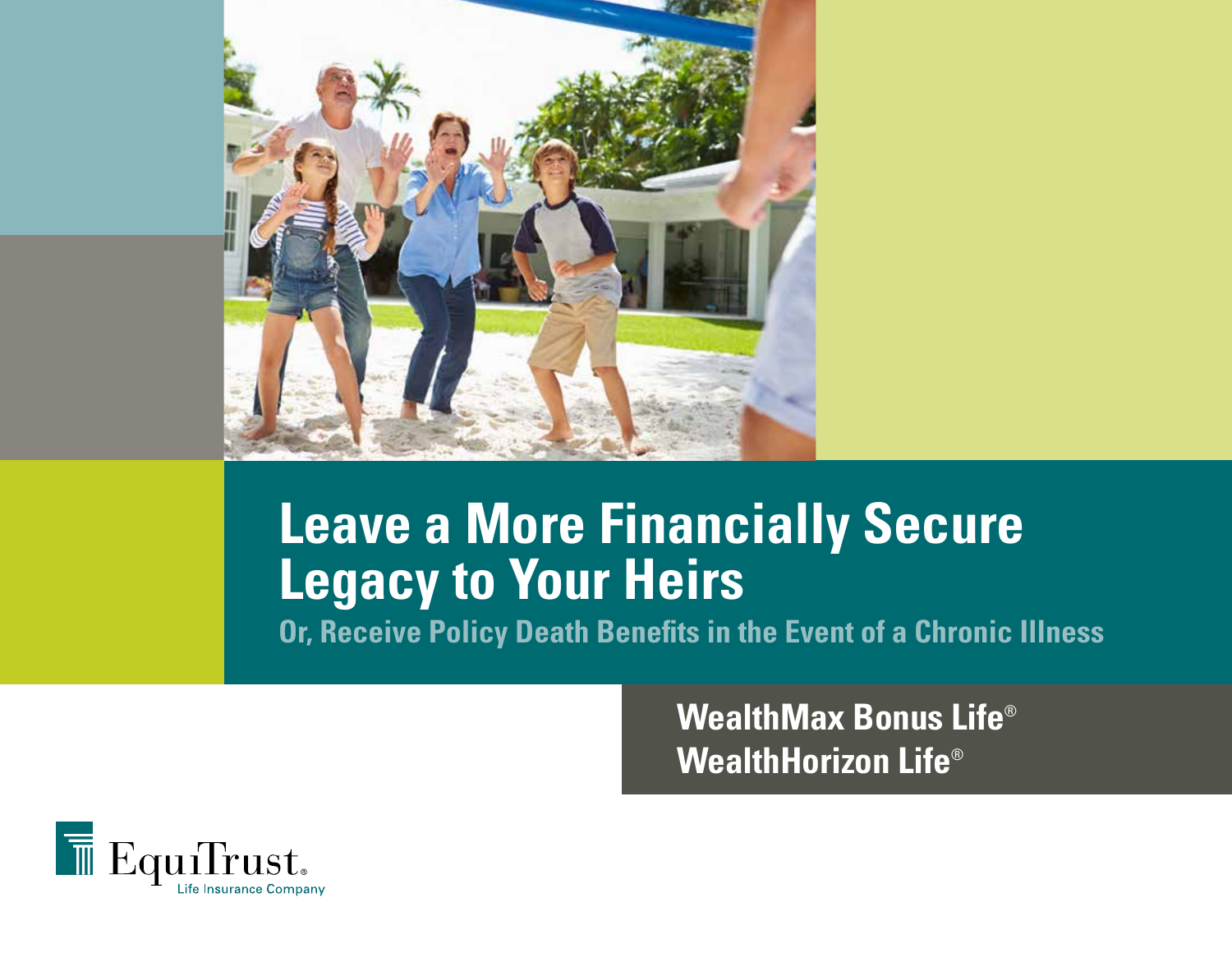# Leave a More Financially Secure Legacy to Your Heirs

## Or, Receive Policy Death Benefits in the Event of a Chronic Illness

**WealthMax Bonus Life®**
**WealthHorizon Life®**

EquiTrust® Life Insurance Company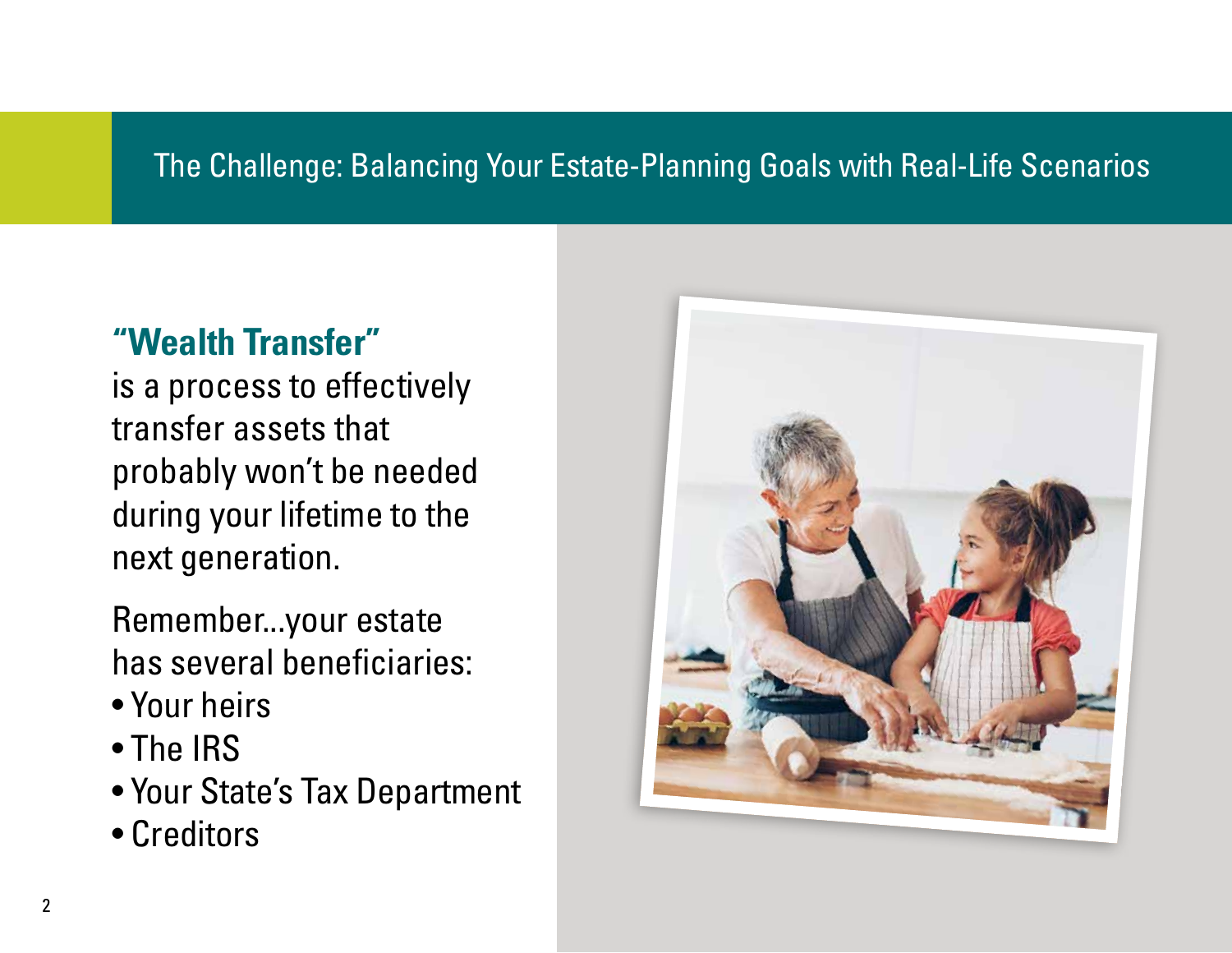## The Challenge: Balancing Your Estate-Planning Goals with Real-Life Scenarios

### "Wealth Transfer"

is a process to effectively transfer assets that probably won't be needed during your lifetime to the next generation.

Remember...your estate has several beneficiaries:

- Your heirs
- The IRS
- Your State's Tax Department
- Creditors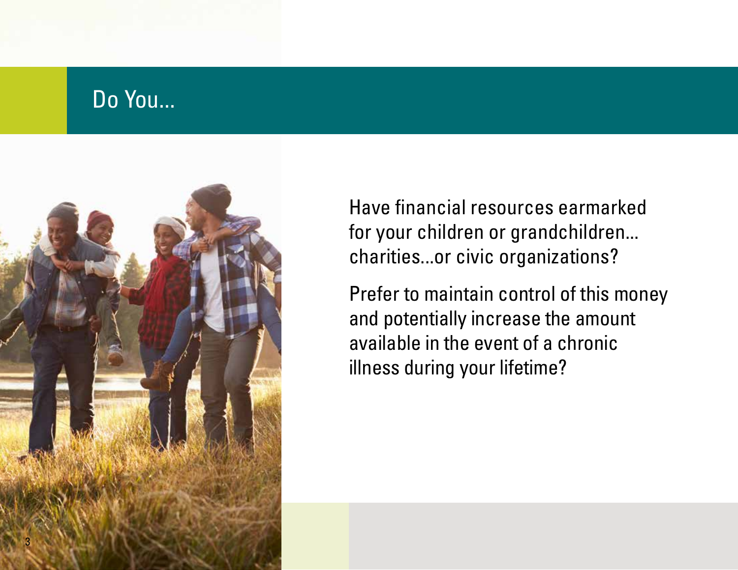# Do You...

Have financial resources earmarked for your children or grandchildren... charities...or civic organizations?

Prefer to maintain control of this money and potentially increase the amount available in the event of a chronic illness during your lifetime?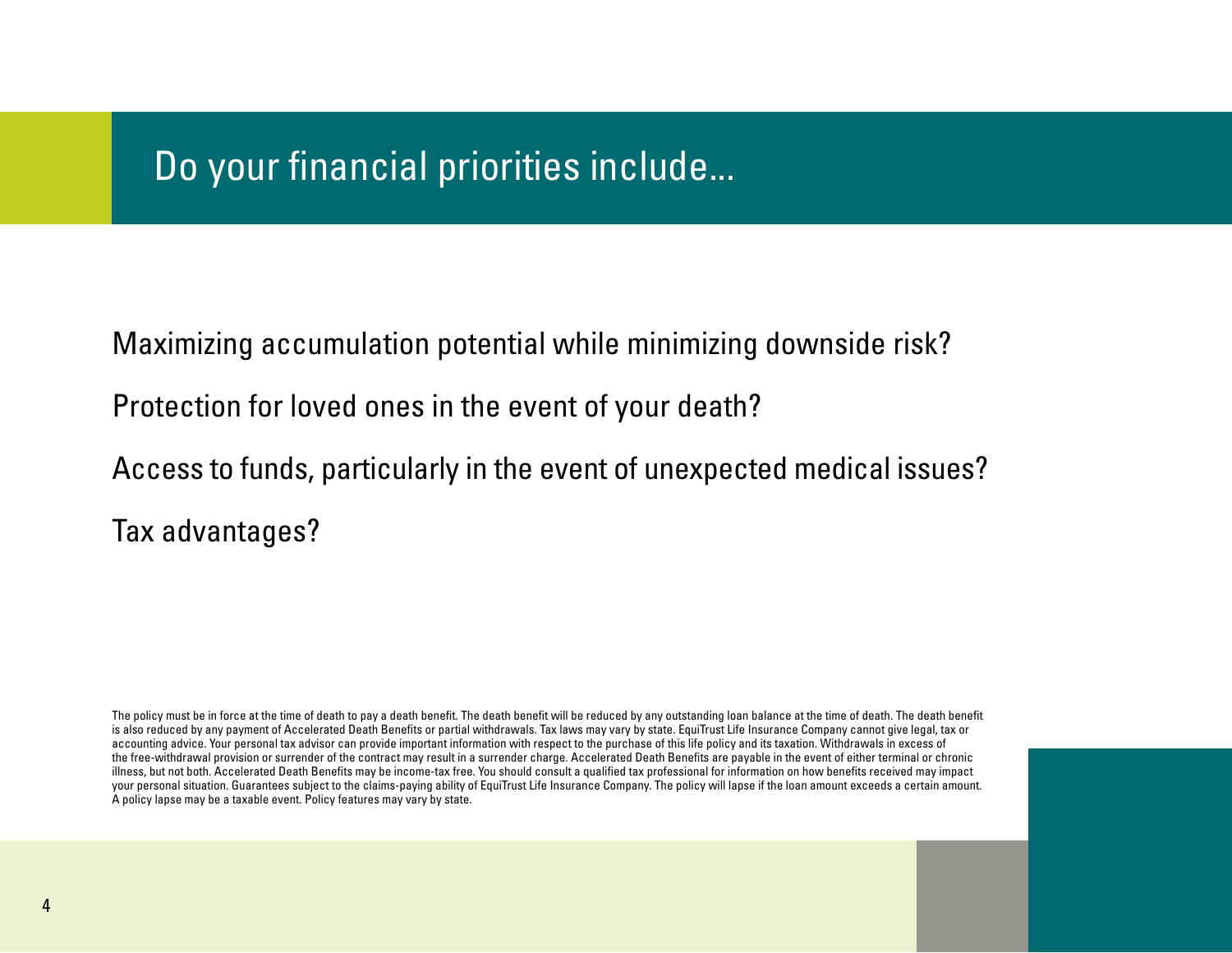# Do your financial priorities include...

Maximizing accumulation potential while minimizing downside risk?

Protection for loved ones in the event of your death?

Access to funds, particularly in the event of unexpected medical issues?

Tax advantages?

The policy must be in force at the time of death to pay a death benefit. The death benefit will be reduced by any outstanding loan balance at the time of death. The death benefit is also reduced by any payment of Accelerated Death Benefits or partial withdrawals. Tax laws may vary by state. EquiTrust Life Insurance Company cannot give legal, tax or accounting advice. Your personal tax advisor can provide important information with respect to the purchase of this life policy and its taxation. Withdrawals in excess of the free-withdrawal provision or surrender of the contract may result in a surrender charge. Accelerated Death Benefits are payable in the event of either terminal or chronic illness, but not both. Accelerated Death Benefits may be income-tax free. You should consult a qualified tax professional for information on how benefits received may impact your personal situation. Guarantees subject to the claims-paying ability of EquiTrust Life Insurance Company. The policy will lapse if the loan amount exceeds a certain amount. A policy lapse may be a taxable event. Policy features may vary by state.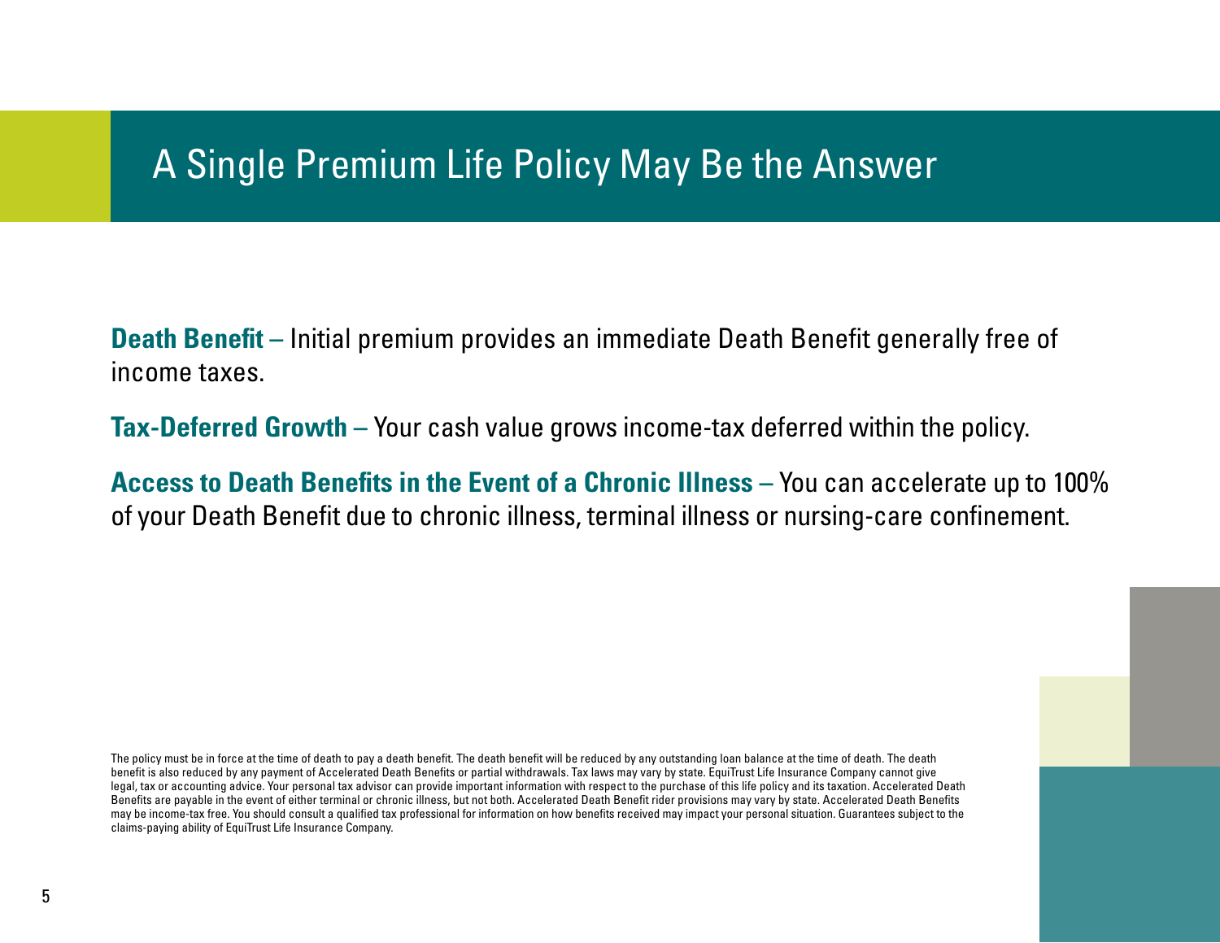# A Single Premium Life Policy May Be the Answer

**Death Benefit –** Initial premium provides an immediate Death Benefit generally free of income taxes.

**Tax-Deferred Growth –** Your cash value grows income-tax deferred within the policy.

**Access to Death Benefits in the Event of a Chronic Illness –** You can accelerate up to 100% of your Death Benefit due to chronic illness, terminal illness or nursing-care confinement.

The policy must be in force at the time of death to pay a death benefit. The death benefit will be reduced by any outstanding loan balance at the time of death. The death benefit is also reduced by any payment of Accelerated Death Benefits or partial withdrawals. Tax laws may vary by state. EquiTrust Life Insurance Company cannot give legal, tax or accounting advice. Your personal tax advisor can provide important information with respect to the purchase of this life policy and its taxation. Accelerated Death Benefits are payable in the event of either terminal or chronic illness, but not both. Accelerated Death Benefit rider provisions may vary by state. Accelerated Death Benefits may be income-tax free. You should consult a qualified tax professional for information on how benefits received may impact your personal situation. Guarantees subject to the claims-paying ability of EquiTrust Life Insurance Company.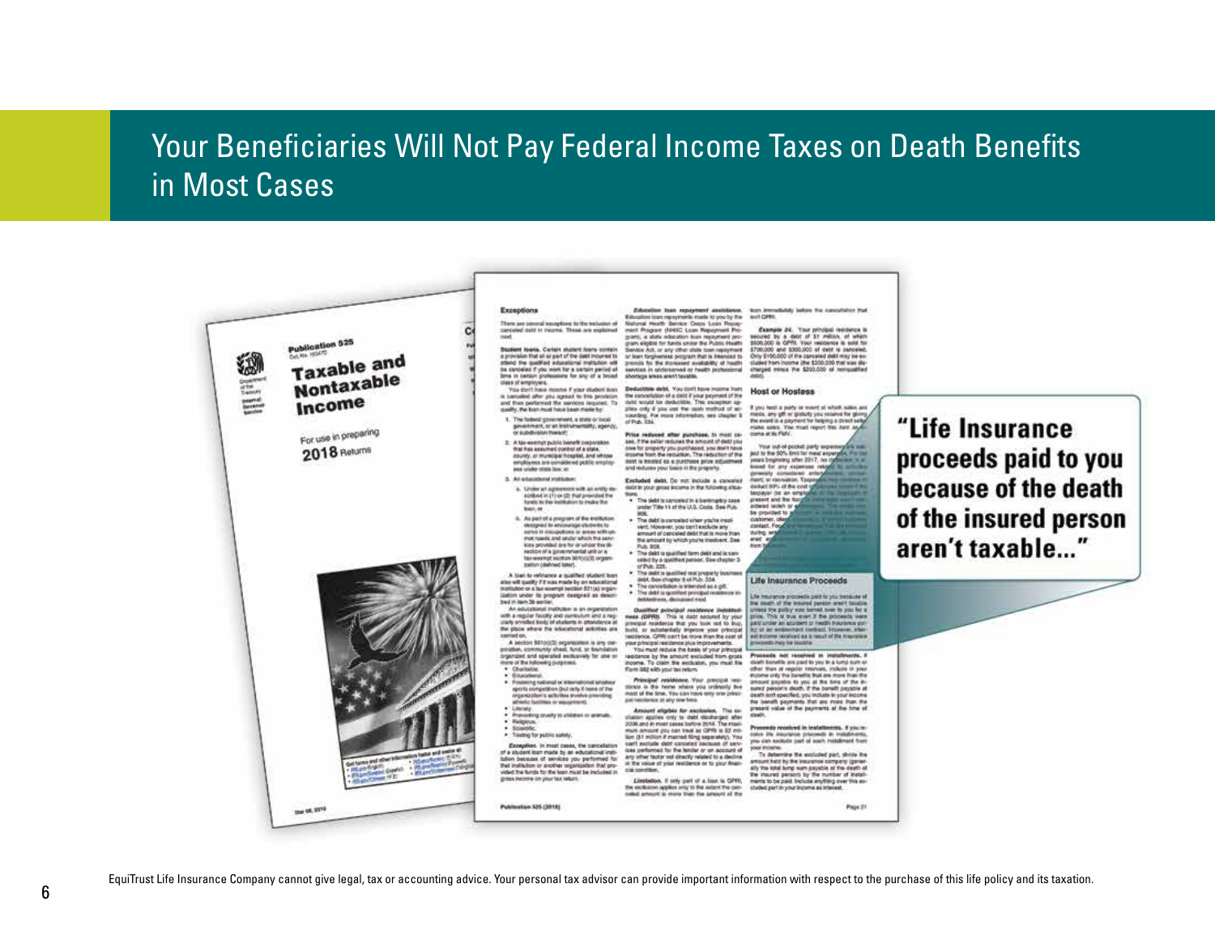# Your Beneficiaries Will Not Pay Federal Income Taxes on Death Benefits in Most Cases

**"Life Insurance proceeds paid to you because of the death of the insured person aren't taxable..."**

EquiTrust Life Insurance Company cannot give legal, tax or accounting advice. Your personal tax advisor can provide important information with respect to the purchase of this life policy and its taxation.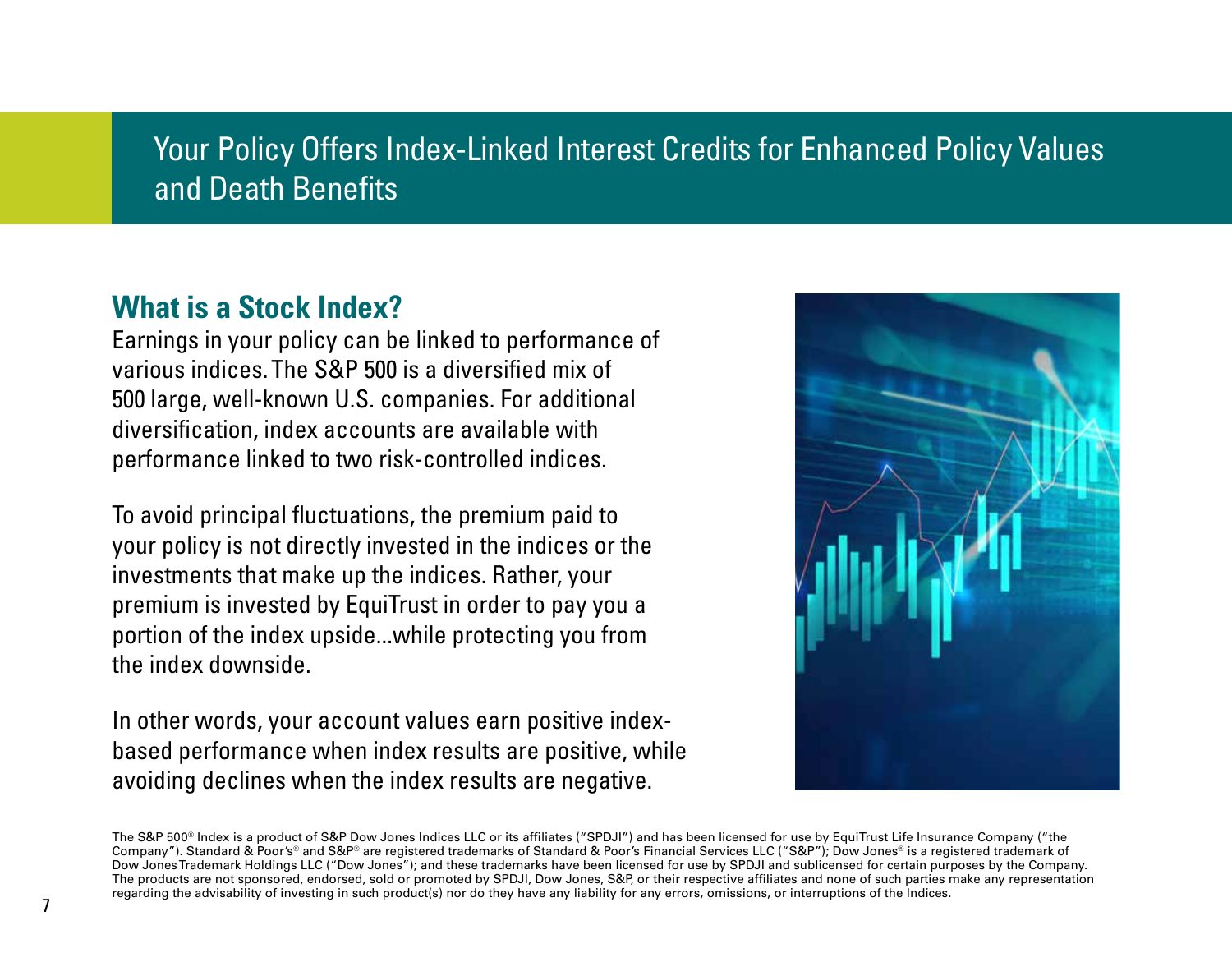# Your Policy Offers Index-Linked Interest Credits for Enhanced Policy Values and Death Benefits

## What is a Stock Index?

Earnings in your policy can be linked to performance of various indices. The S&P 500 is a diversified mix of 500 large, well-known U.S. companies. For additional diversification, index accounts are available with performance linked to two risk-controlled indices.

To avoid principal fluctuations, the premium paid to your policy is not directly invested in the indices or the investments that make up the indices. Rather, your premium is invested by EquiTrust in order to pay you a portion of the index upside...while protecting you from the index downside.

In other words, your account values earn positive index-based performance when index results are positive, while avoiding declines when the index results are negative.

The S&P 500® Index is a product of S&P Dow Jones Indices LLC or its affiliates ("SPDJI") and has been licensed for use by EquiTrust Life Insurance Company ("the Company"). Standard & Poor's® and S&P® are registered trademarks of Standard & Poor's Financial Services LLC ("S&P"); Dow Jones® is a registered trademark of Dow Jones Trademark Holdings LLC ("Dow Jones"); and these trademarks have been licensed for use by SPDJI and sublicensed for certain purposes by the Company. The products are not sponsored, endorsed, sold or promoted by SPDJI, Dow Jones, S&P, or their respective affiliates and none of such parties make any representation regarding the advisability of investing in such product(s) nor do they have any liability for any errors, omissions, or interruptions of the Indices.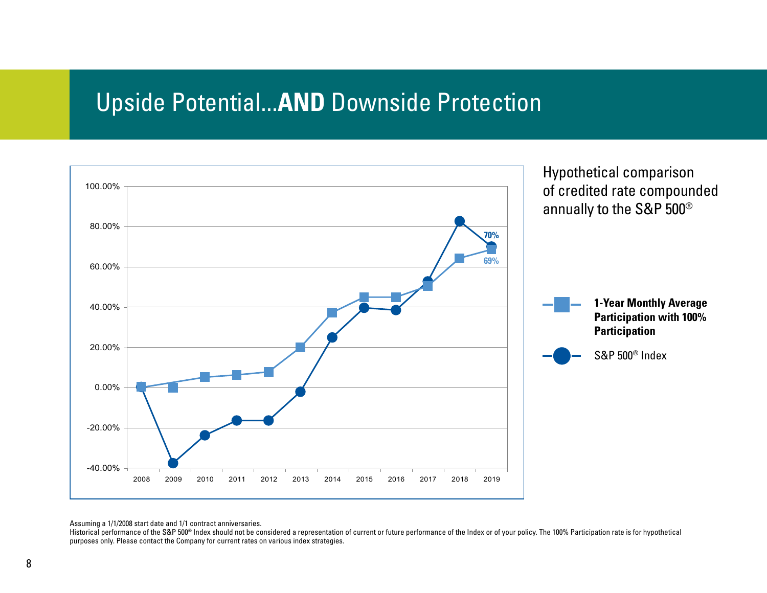# Upside Potential...**AND** Downside Protection

Hypothetical comparison of credited rate compounded annually to the S&P 500®

| | 2008 | 2009 | 2010 | 2011 | 2012 | 2013 | 2014 | 2015 | 2016 | 2017 | 2018 | 2019 |
|---|---|---|---|---|---|---|---|---|---|---|---|---|
| **1-Year Monthly Average Participation with 100% Participation** | | | | | | | | | | | | 69% |
| S&P 500® Index | | | | | | | | | | | | 70% |

Assuming a 1/1/2008 start date and 1/1 contract anniversaries.

Historical performance of the S&P 500® Index should not be considered a representation of current or future performance of the Index or of your policy. The 100% Participation rate is for hypothetical purposes only. Please contact the Company for current rates on various index strategies.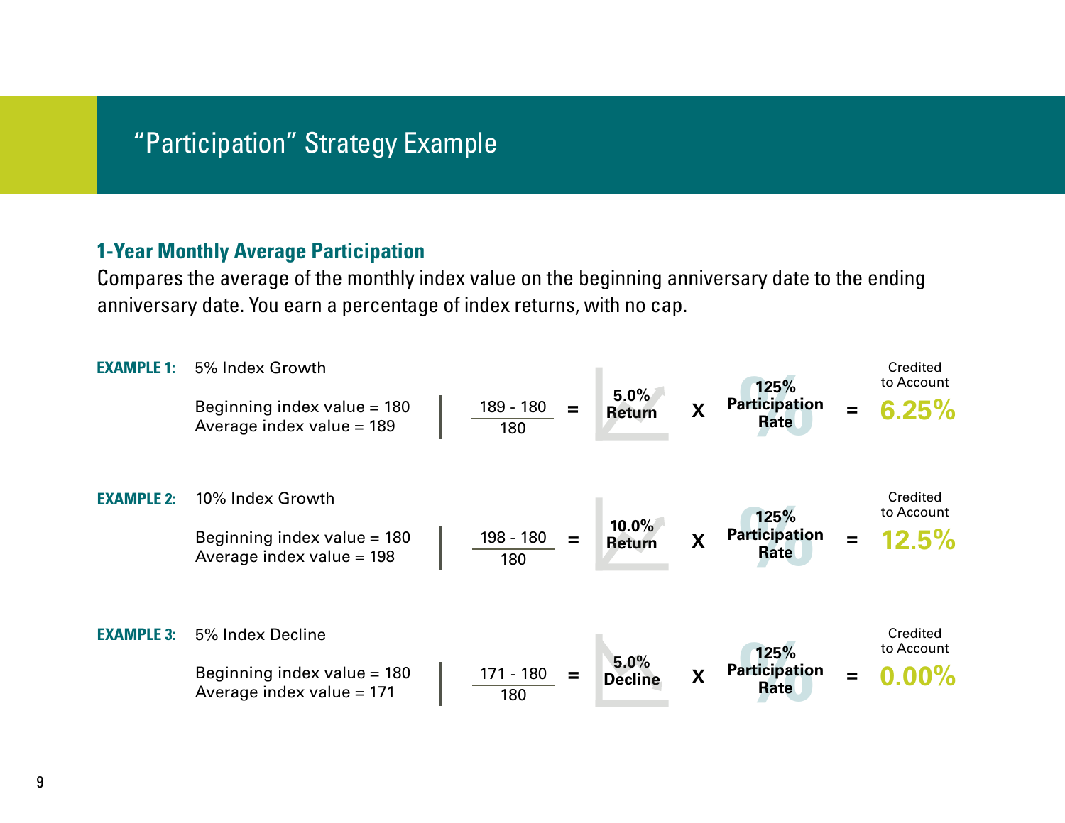# “Participation” Strategy Example

## 1-Year Monthly Average Participation

Compares the average of the monthly index value on the beginning anniversary date to the ending anniversary date. You earn a percentage of index returns, with no cap.

**EXAMPLE 1:** 5% Index Growth

Beginning index value = 180
Average index value = 189

$$\frac{189 - 180}{180} = \textbf{5.0\% Return} \times \textbf{125\% Participation Rate} = \textbf{6.25\%} \text{ Credited to Account}$$

**EXAMPLE 2:** 10% Index Growth

Beginning index value = 180
Average index value = 198

$$\frac{198 - 180}{180} = \textbf{10.0\% Return} \times \textbf{125\% Participation Rate} = \textbf{12.5\%} \text{ Credited to Account}$$

**EXAMPLE 3:** 5% Index Decline

Beginning index value = 180
Average index value = 171

$$\frac{171 - 180}{180} = \textbf{5.0\% Decline} \times \textbf{125\% Participation Rate} = \textbf{0.00\%} \text{ Credited to Account}$$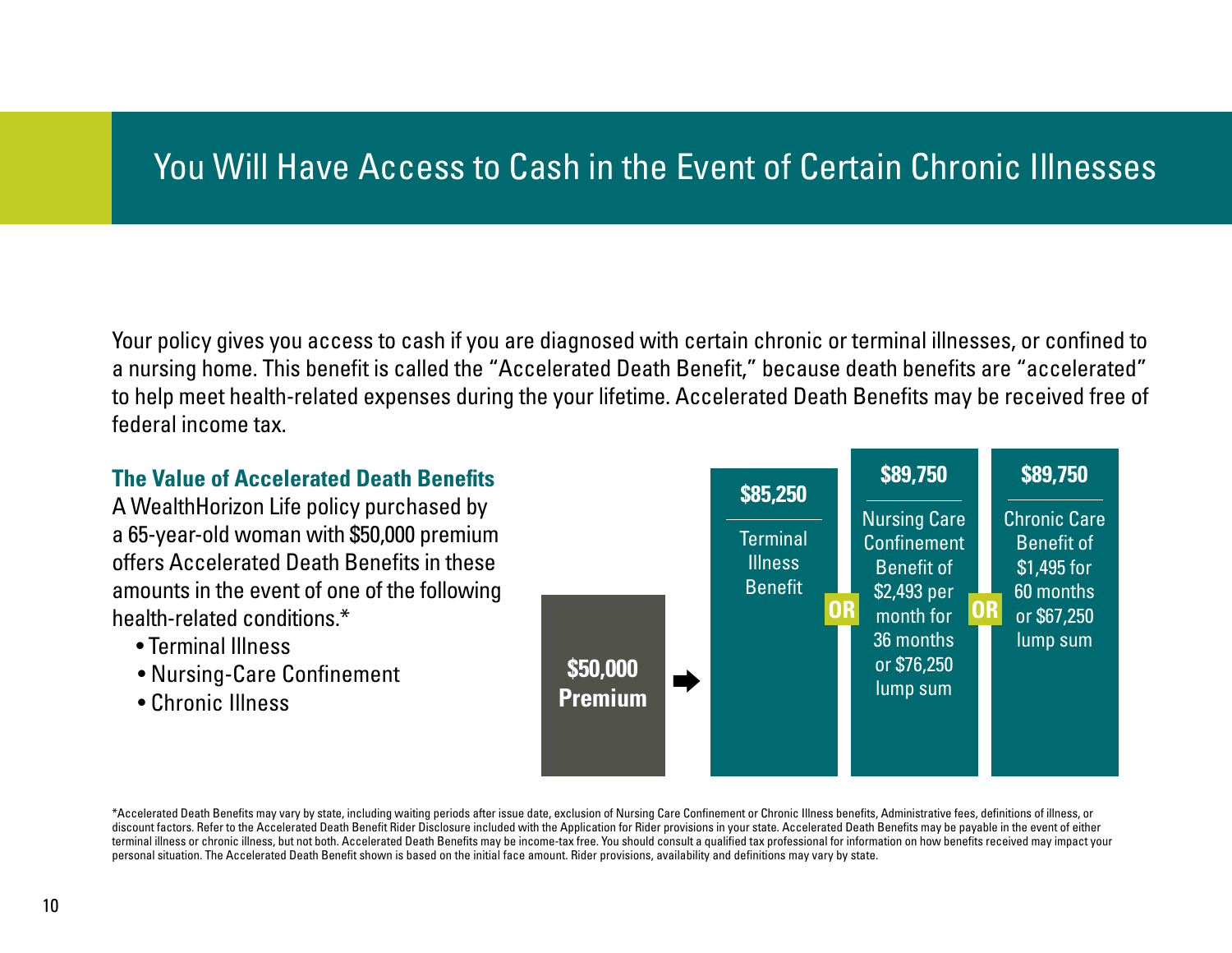# You Will Have Access to Cash in the Event of Certain Chronic Illnesses

Your policy gives you access to cash if you are diagnosed with certain chronic or terminal illnesses, or confined to a nursing home. This benefit is called the "Accelerated Death Benefit," because death benefits are "accelerated" to help meet health-related expenses during the your lifetime. Accelerated Death Benefits may be received free of federal income tax.

### The Value of Accelerated Death Benefits

A WealthHorizon Life policy purchased by a 65-year-old woman with $50,000 premium offers Accelerated Death Benefits in these amounts in the event of one of the following health-related conditions.*

- Terminal Illness
- Nursing-Care Confinement
- Chronic Illness

**$50,000 Premium** →

| **$85,250** | | **$89,750** | | **$89,750** |
|---|---|---|---|---|
| Terminal Illness Benefit | OR | Nursing Care Confinement Benefit of $2,493 per month for 36 months or $76,250 lump sum | OR | Chronic Care Benefit of $1,495 for 60 months or $67,250 lump sum |

*Accelerated Death Benefits may vary by state, including waiting periods after issue date, exclusion of Nursing Care Confinement or Chronic Illness benefits, Administrative fees, definitions of illness, or discount factors. Refer to the Accelerated Death Benefit Rider Disclosure included with the Application for Rider provisions in your state. Accelerated Death Benefits may be payable in the event of either terminal illness or chronic illness, but not both. Accelerated Death Benefits may be income-tax free. You should consult a qualified tax professional for information on how benefits received may impact your personal situation. The Accelerated Death Benefit shown is based on the initial face amount. Rider provisions, availability and definitions may vary by state.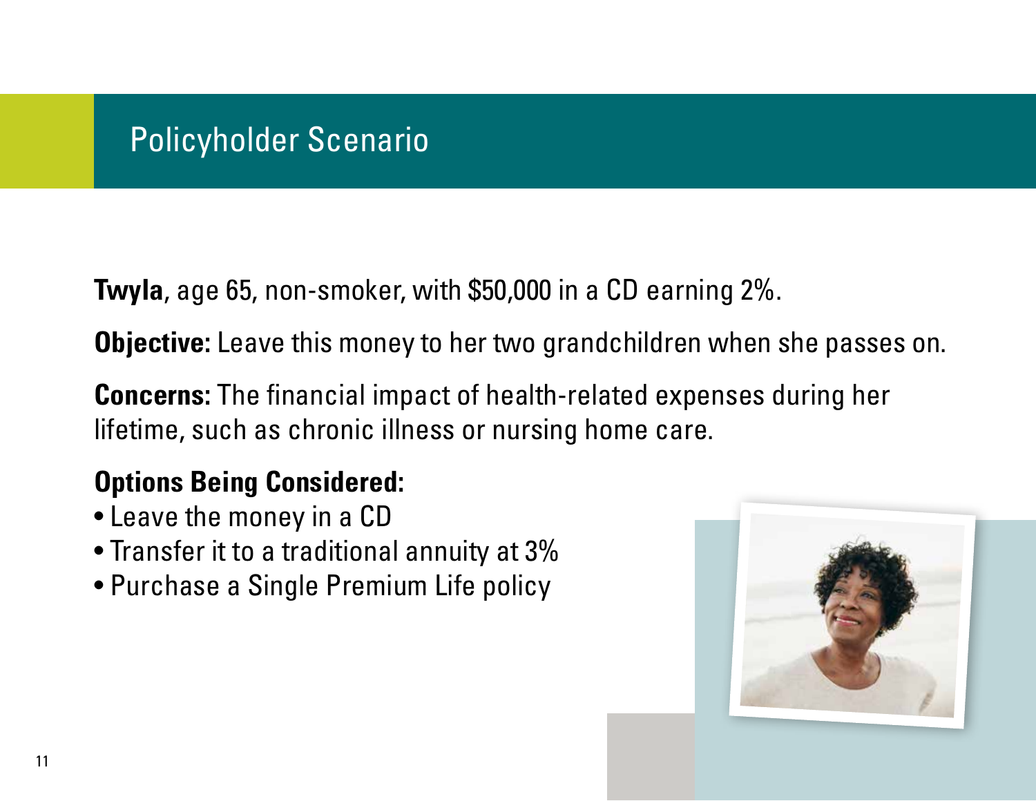# Policyholder Scenario

**Twyla**, age 65, non-smoker, with $50,000 in a CD earning 2%.

**Objective:** Leave this money to her two grandchildren when she passes on.

**Concerns:** The financial impact of health-related expenses during her lifetime, such as chronic illness or nursing home care.

**Options Being Considered:**

- Leave the money in a CD
- Transfer it to a traditional annuity at 3%
- Purchase a Single Premium Life policy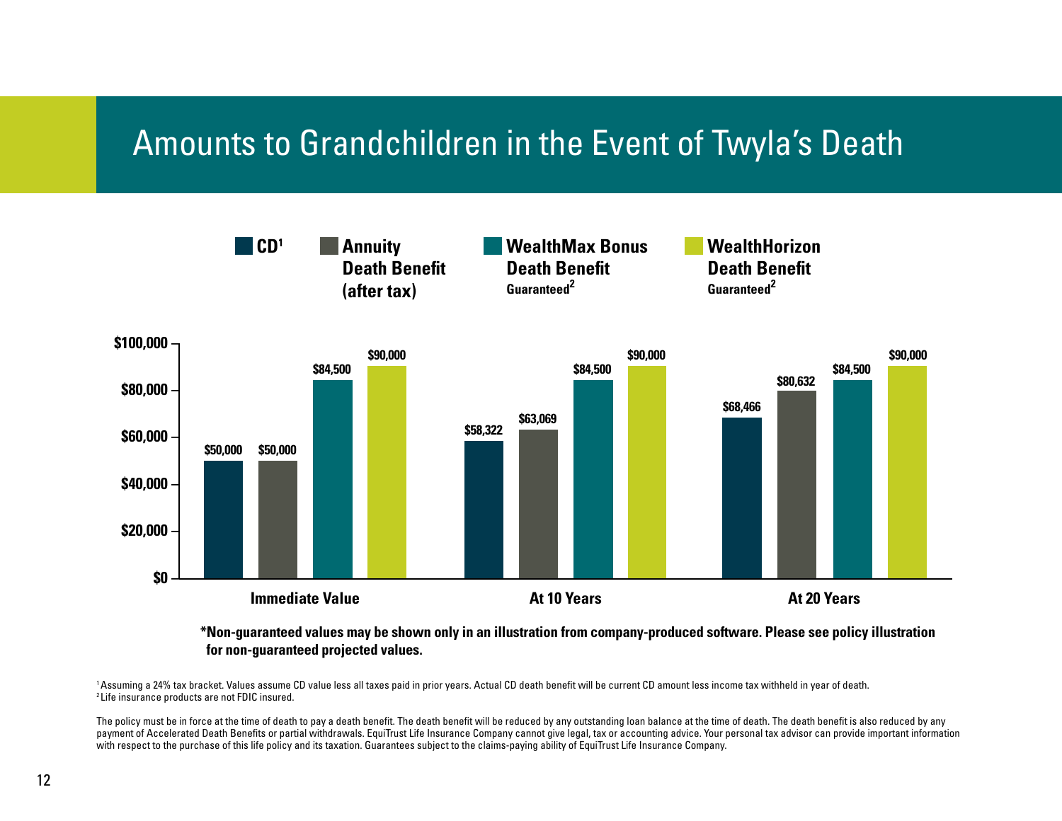# Amounts to Grandchildren in the Event of Twyla's Death

| | CD[1] | Annuity Death Benefit (after tax) | WealthMax Bonus Death Benefit Guaranteed[2] | WealthHorizon Death Benefit Guaranteed[2] |
|---|---|---|---|---|
| Immediate Value | $50,000 | $50,000 | $84,500 | $90,000 |
| At 10 Years | $58,322 | $63,069 | $84,500 | $90,000 |
| At 20 Years | $68,466 | $80,632 | $84,500 | $90,000 |

**\*Non-guaranteed values may be shown only in an illustration from company-produced software. Please see policy illustration for non-guaranteed projected values.**

[1] Assuming a 24% tax bracket. Values assume CD value less all taxes paid in prior years. Actual CD death benefit will be current CD amount less income tax withheld in year of death.
[2] Life insurance products are not FDIC insured.

The policy must be in force at the time of death to pay a death benefit. The death benefit will be reduced by any outstanding loan balance at the time of death. The death benefit is also reduced by any payment of Accelerated Death Benefits or partial withdrawals. EquiTrust Life Insurance Company cannot give legal, tax or accounting advice. Your personal tax advisor can provide important information with respect to the purchase of this life policy and its taxation. Guarantees subject to the claims-paying ability of EquiTrust Life Insurance Company.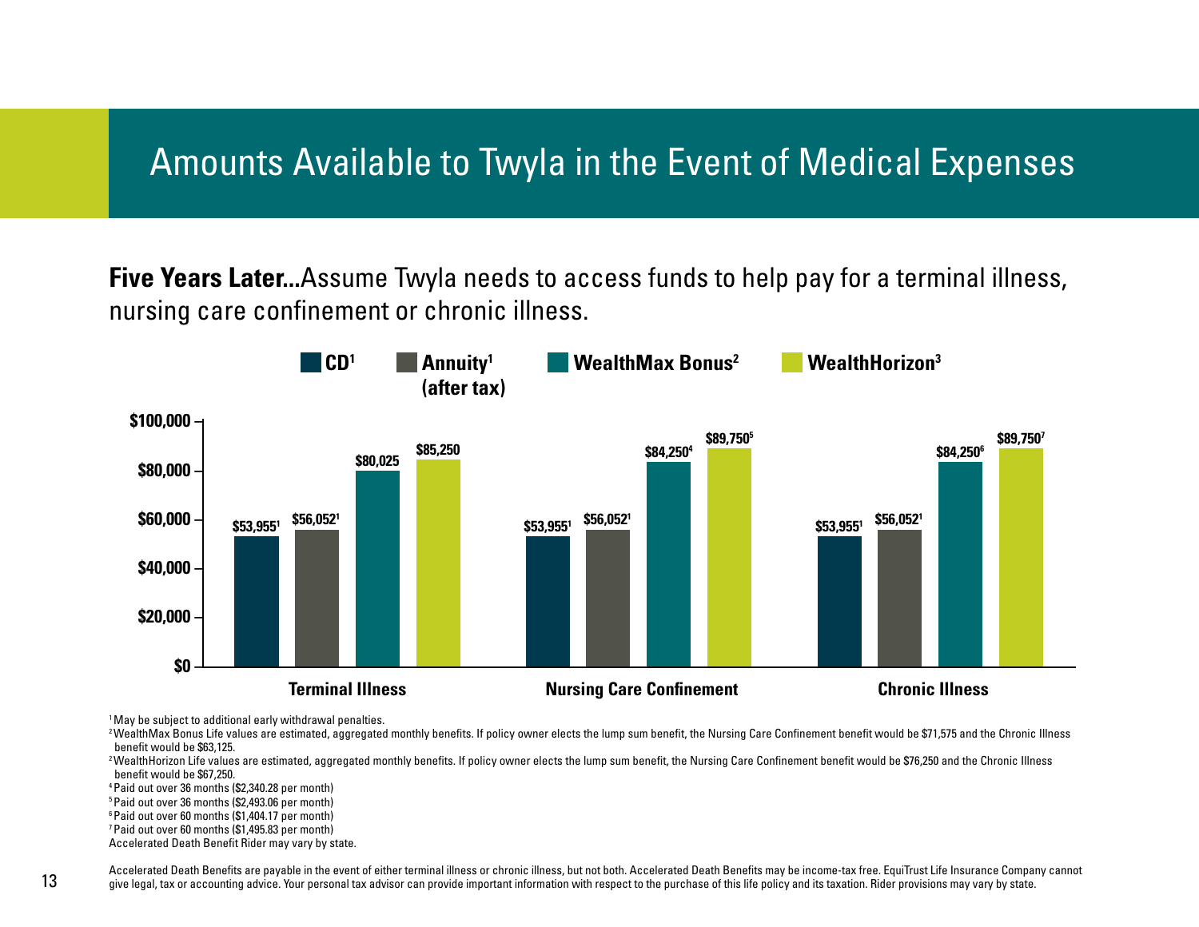# Amounts Available to Twyla in the Event of Medical Expenses

**Five Years Later...**Assume Twyla needs to access funds to help pay for a terminal illness, nursing care confinement or chronic illness.

| | CD[1] | Annuity[1] (after tax) | WealthMax Bonus[2] | WealthHorizon[3] |
|---|---|---|---|---|
| Terminal Illness | $53,955[1] | $56,052[1] | $80,025 | $85,250 |
| Nursing Care Confinement | $53,955[1] | $56,052[1] | $84,250[4] | $89,750[5] |
| Chronic Illness | $53,955[1] | $56,052[1] | $84,250[6] | $89,750[7] |

[1] May be subject to additional early withdrawal penalties.

[2] WealthMax Bonus Life values are estimated, aggregated monthly benefits. If policy owner elects the lump sum benefit, the Nursing Care Confinement benefit would be $71,575 and the Chronic Illness benefit would be $63,125.

[2] WealthHorizon Life values are estimated, aggregated monthly benefits. If policy owner elects the lump sum benefit, the Nursing Care Confinement benefit would be $76,250 and the Chronic Illness benefit would be $67,250.

[4] Paid out over 36 months ($2,340.28 per month)

[5] Paid out over 36 months ($2,493.06 per month)

[6] Paid out over 60 months ($1,404.17 per month)

[7] Paid out over 60 months ($1,495.83 per month)

Accelerated Death Benefit Rider may vary by state.

Accelerated Death Benefits are payable in the event of either terminal illness or chronic illness, but not both. Accelerated Death Benefits may be income-tax free. EquiTrust Life Insurance Company cannot give legal, tax or accounting advice. Your personal tax advisor can provide important information with respect to the purchase of this life policy and its taxation. Rider provisions may vary by state.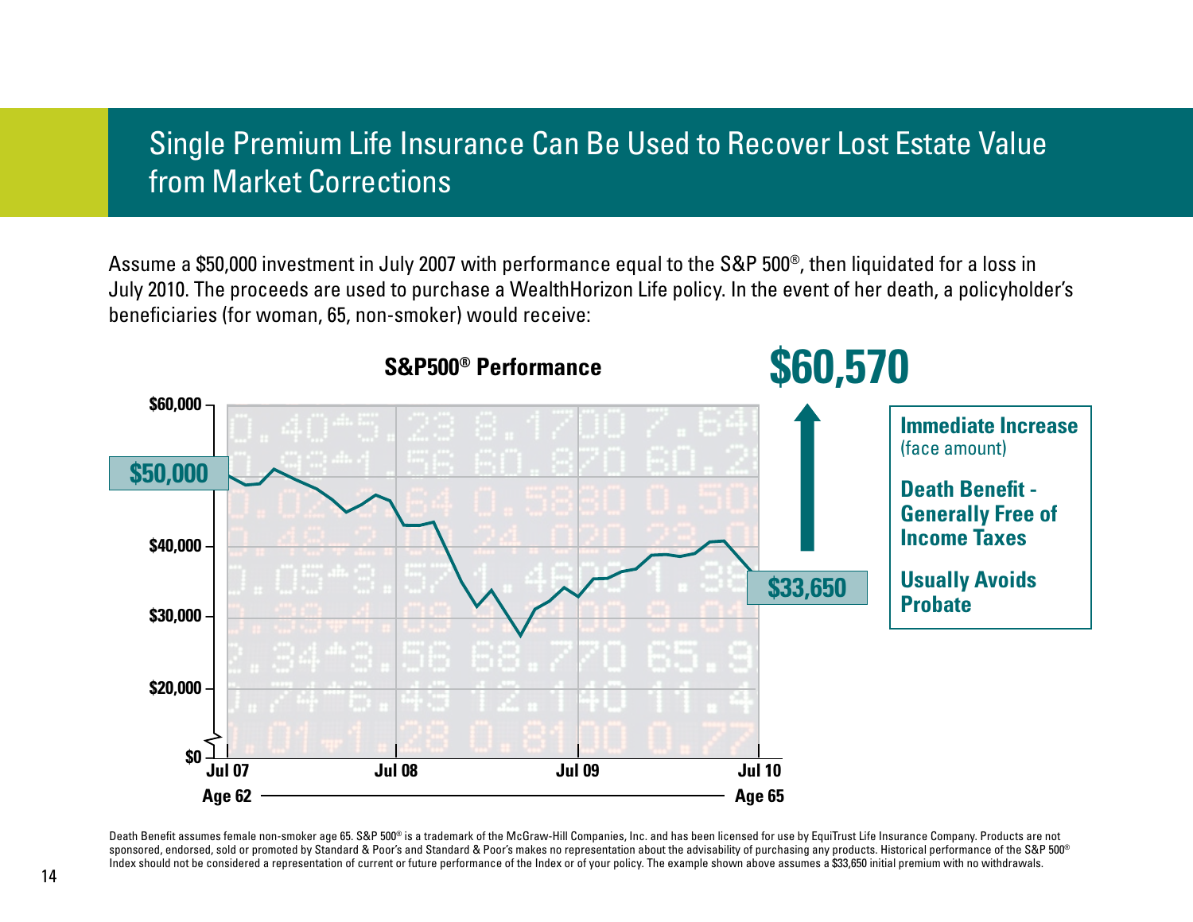# Single Premium Life Insurance Can Be Used to Recover Lost Estate Value from Market Corrections

Assume a $50,000 investment in July 2007 with performance equal to the S&P 500®, then liquidated for a loss in July 2010. The proceeds are used to purchase a WealthHorizon Life policy. In the event of her death, a policyholder's beneficiaries (for woman, 65, non-smoker) would receive:

**S&P500® Performance**

**$60,570**

$60,000
$50,000
$40,000
$30,000
$20,000
$0

**$50,000**

**$33,650**

Jul 07 — Jul 08 — Jul 09 — Jul 10

Age 62 — Age 65

**Immediate Increase** (face amount)

**Death Benefit - Generally Free of Income Taxes**

**Usually Avoids Probate**

Death Benefit assumes female non-smoker age 65. S&P 500® is a trademark of the McGraw-Hill Companies, Inc. and has been licensed for use by EquiTrust Life Insurance Company. Products are not sponsored, endorsed, sold or promoted by Standard & Poor's and Standard & Poor's makes no representation about the advisability of purchasing any products. Historical performance of the S&P 500® Index should not be considered a representation of current or future performance of the Index or of your policy. The example shown above assumes a $33,650 initial premium with no withdrawals.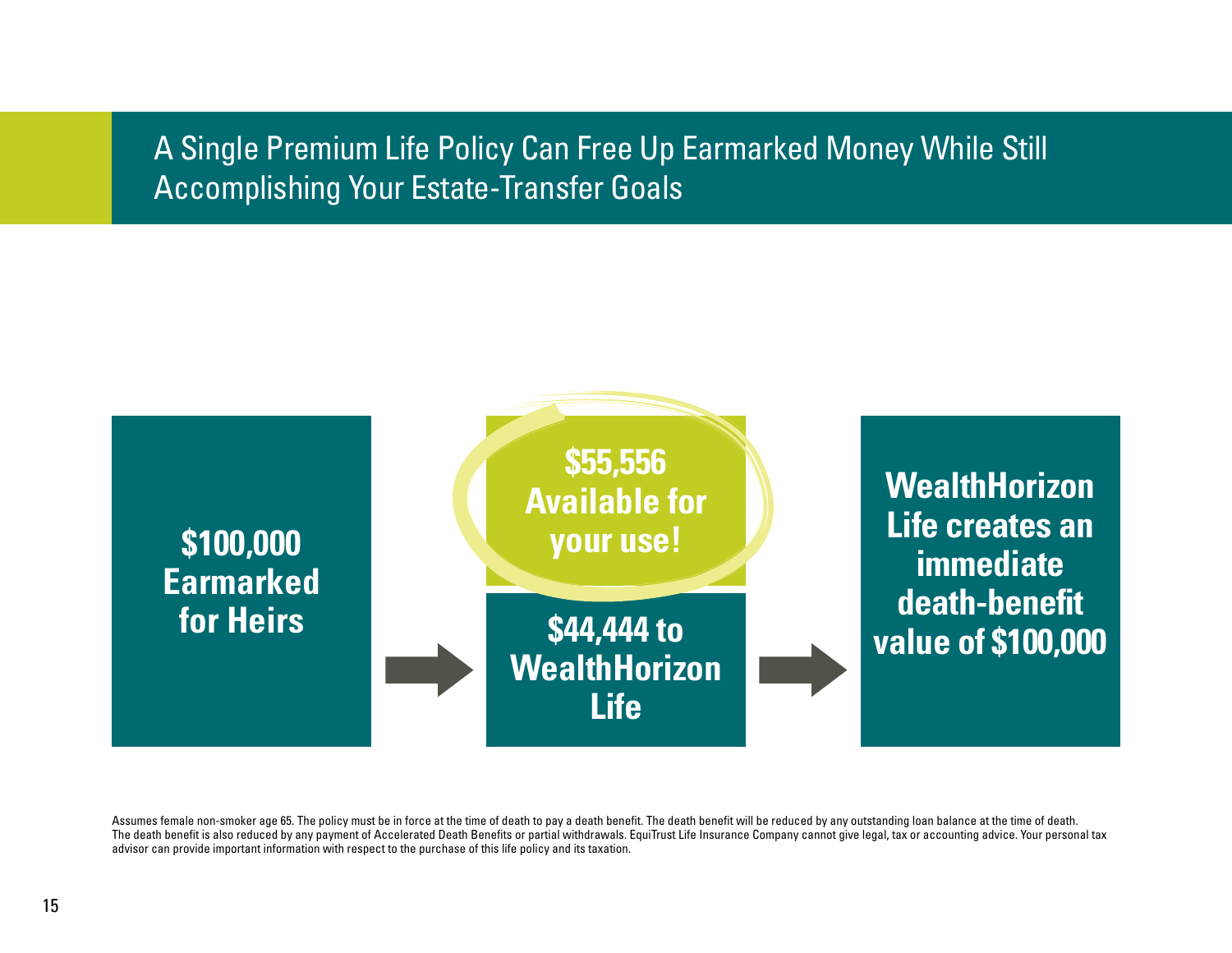## A Single Premium Life Policy Can Free Up Earmarked Money While Still Accomplishing Your Estate-Transfer Goals

**$100,000 Earmarked for Heirs**

**$55,556 Available for your use!**

**$44,444 to WealthHorizon Life**

**WealthHorizon Life creates an immediate death-benefit value of $100,000**

Assumes female non-smoker age 65. The policy must be in force at the time of death to pay a death benefit. The death benefit will be reduced by any outstanding loan balance at the time of death. The death benefit is also reduced by any payment of Accelerated Death Benefits or partial withdrawals. EquiTrust Life Insurance Company cannot give legal, tax or accounting advice. Your personal tax advisor can provide important information with respect to the purchase of this life policy and its taxation.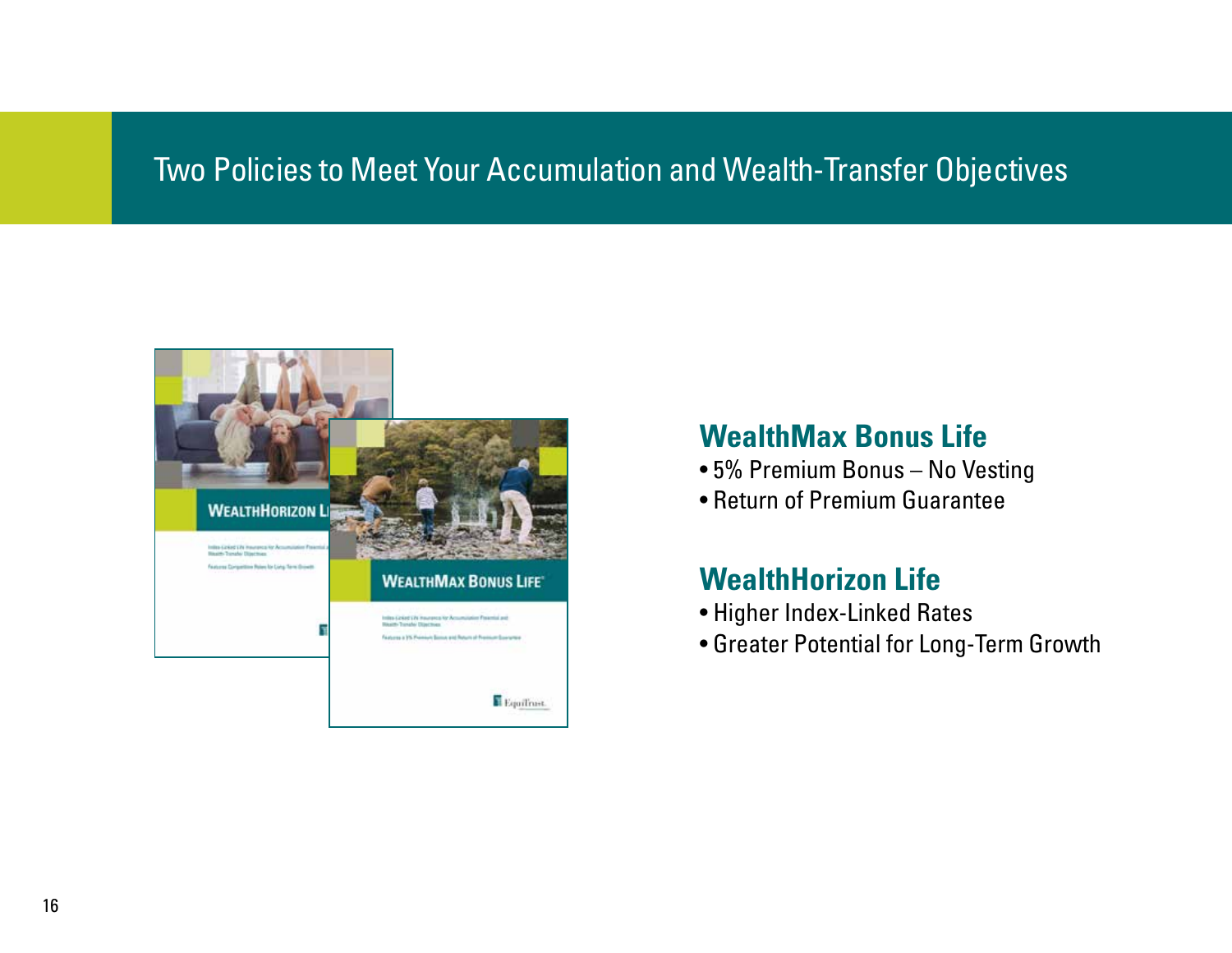# Two Policies to Meet Your Accumulation and Wealth-Transfer Objectives

## WealthMax Bonus Life

- 5% Premium Bonus – No Vesting
- Return of Premium Guarantee

## WealthHorizon Life

- Higher Index-Linked Rates
- Greater Potential for Long-Term Growth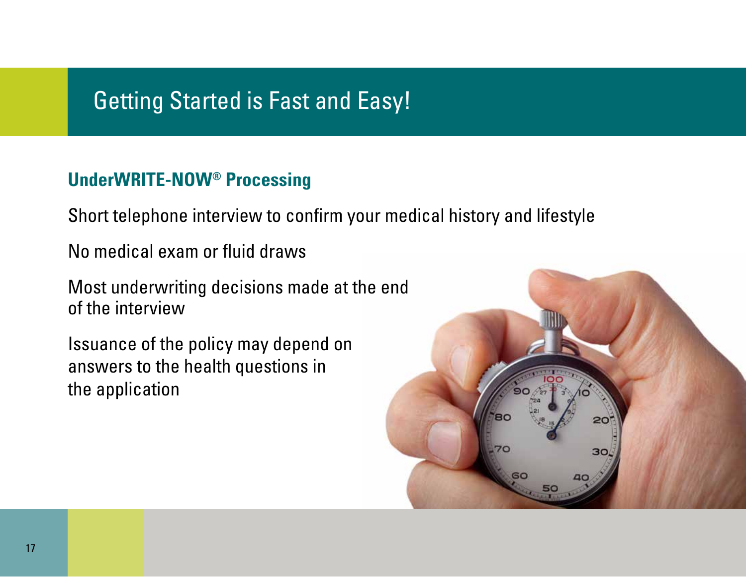# Getting Started is Fast and Easy!

## UnderWRITE-NOW® Processing

Short telephone interview to confirm your medical history and lifestyle

No medical exam or fluid draws

Most underwriting decisions made at the end of the interview

Issuance of the policy may depend on answers to the health questions in the application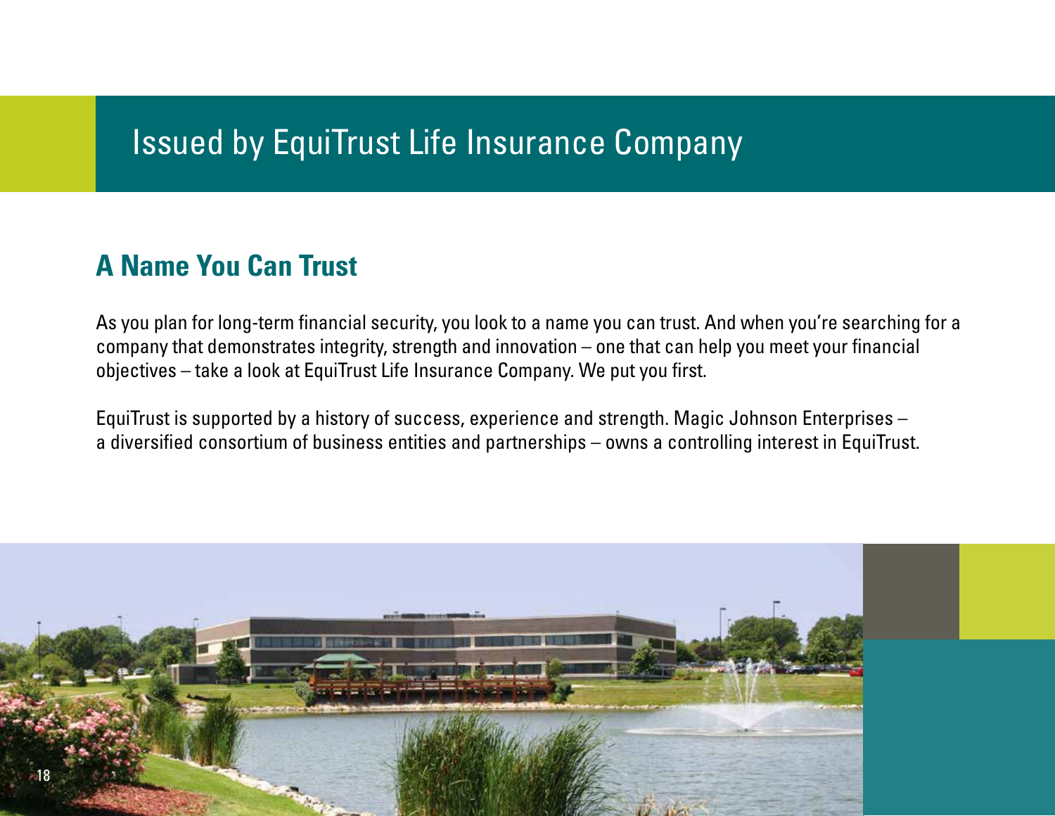# Issued by EquiTrust Life Insurance Company

## A Name You Can Trust

As you plan for long-term financial security, you look to a name you can trust. And when you're searching for a company that demonstrates integrity, strength and innovation – one that can help you meet your financial objectives – take a look at EquiTrust Life Insurance Company. We put you first.

EquiTrust is supported by a history of success, experience and strength. Magic Johnson Enterprises – a diversified consortium of business entities and partnerships – owns a controlling interest in EquiTrust.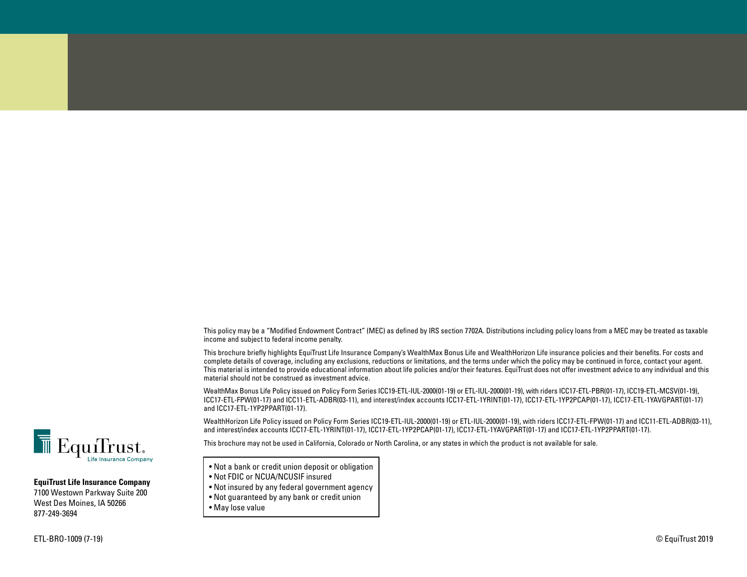This policy may be a "Modified Endowment Contract" (MEC) as defined by IRS section 7702A. Distributions including policy loans from a MEC may be treated as taxable income and subject to federal income penalty.

This brochure briefly highlights EquiTrust Life Insurance Company's WealthMax Bonus Life and WealthHorizon Life insurance policies and their benefits. For costs and complete details of coverage, including any exclusions, reductions or limitations, and the terms under which the policy may be continued in force, contact your agent. This material is intended to provide educational information about life policies and/or their features. EquiTrust does not offer investment advice to any individual and this material should not be construed as investment advice.

WealthMax Bonus Life Policy issued on Policy Form Series ICC19-ETL-IUL-2000(01-19) or ETL-IUL-2000(01-19), with riders ICC17-ETL-PBR(01-17), ICC19-ETL-MCSV(01-19), ICC17-ETL-FPW(01-17) and ICC11-ETL-ADBR(03-11), and interest/index accounts ICC17-ETL-1YRINT(01-17), ICC17-ETL-1YP2PCAP(01-17), ICC17-ETL-1YAVGPART(01-17) and ICC17-ETL-1YP2PPART(01-17).

WealthHorizon Life Policy issued on Policy Form Series ICC19-ETL-IUL-2000(01-19) or ETL-IUL-2000(01-19), with riders ICC17-ETL-FPW(01-17) and ICC11-ETL-ADBR(03-11), and interest/index accounts ICC17-ETL-1YRINT(01-17), ICC17-ETL-1YP2PCAP(01-17), ICC17-ETL-1YAVGPART(01-17) and ICC17-ETL-1YP2PPART(01-17).

This brochure may not be used in California, Colorado or North Carolina, or any states in which the product is not available for sale.

EquiTrust. Life Insurance Company

- Not a bank or credit union deposit or obligation
- Not FDIC or NCUA/NCUSIF insured
- Not insured by any federal government agency
- Not guaranteed by any bank or credit union
- May lose value

**EquiTrust Life Insurance Company**
7100 Westown Parkway Suite 200
West Des Moines, IA 50266
877-249-3694

ETL-BRO-1009 (7-19)

© EquiTrust 2019